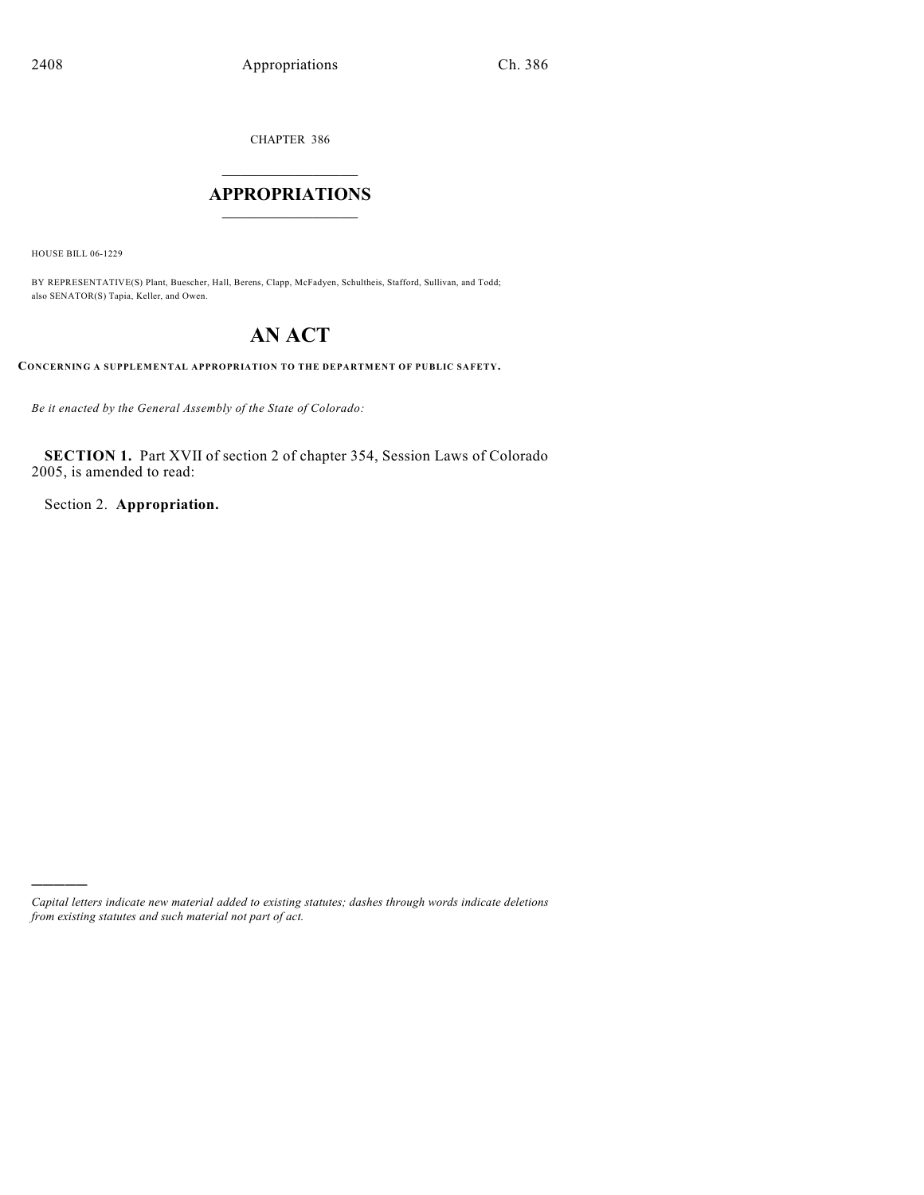CHAPTER 386

# APPROPRIATIONS

HOUSE BILL 06-1229

BY REPRESENTATIVE(S) Plant, Buescher, Hall, Berens, Clapp, McFadyen, Schultheis, Stafford, Sullivan, and Todd; also SENATOR(S) Tapia, Keller, and Owen.

# AN ACT

**CONCERNING A SUPPLEMENTAL APPROPRIATION TO THE DEPARTMENT OF PUBLIC SAFETY.**

*Be it enacted by the General Assembly of the State of Colorado:*

**SECTION 1.** Part XVII of section 2 of chapter 354, Session Laws of Colorado 2005, is amended to read:

Section 2. **Appropriation.**

*Capital letters indicate new material added to existing statutes; dashes through words indicate deletions from existing statutes and such material not part of act.*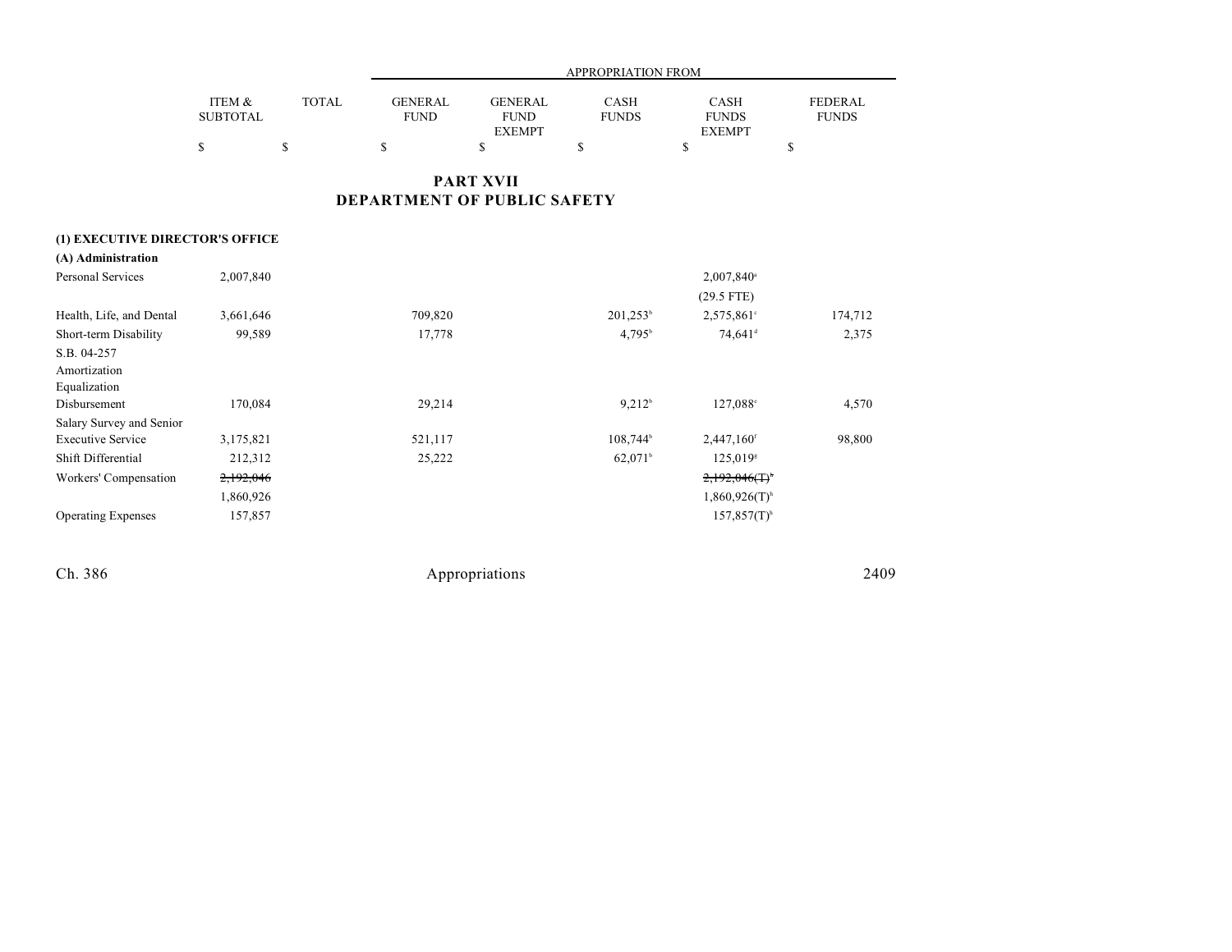| | ITEM & SUBTOTAL | TOTAL | APPROPRIATION FROM GENERAL FUND | GENERAL FUND EXEMPT | CASH FUNDS | CASH FUNDS EXEMPT | FEDERAL FUNDS |
|---|---|---|---|---|---|---|---|
| | $ | $ | $ | $ | $ | $ | $ |

## PART XVII
## DEPARTMENT OF PUBLIC SAFETY

**(1) EXECUTIVE DIRECTOR'S OFFICE**

**(A) Administration**

| | ITEM & SUBTOTAL | TOTAL | GENERAL FUND | GENERAL FUND EXEMPT | CASH FUNDS | CASH FUNDS EXEMPT | FEDERAL FUNDS |
|---|---|---|---|---|---|---|---|
| Personal Services | 2,007,840 | | | | | 2,007,840[a] (29.5 FTE) | |
| Health, Life, and Dental | 3,661,646 | | 709,820 | | 201,253[b] | 2,575,861[c] | 174,712 |
| Short-term Disability | 99,589 | | 17,778 | | 4,795[b] | 74,641[d] | 2,375 |
| S.B. 04-257 Amortization Equalization Disbursement | 170,084 | | 29,214 | | 9,212[b] | 127,088[e] | 4,570 |
| Salary Survey and Senior Executive Service | 3,175,821 | | 521,117 | | 108,744[b] | 2,447,160[f] | 98,800 |
| Shift Differential | 212,312 | | 25,222 | | 62,071[b] | 125,019[g] | |
| Workers' Compensation | ~~2,192,046~~ 1,860,926 | | | | | ~~2,192,046(T)[h]~~ 1,860,926(T)[h] | |
| Operating Expenses | 157,857 | | | | | 157,857(T)[h] | |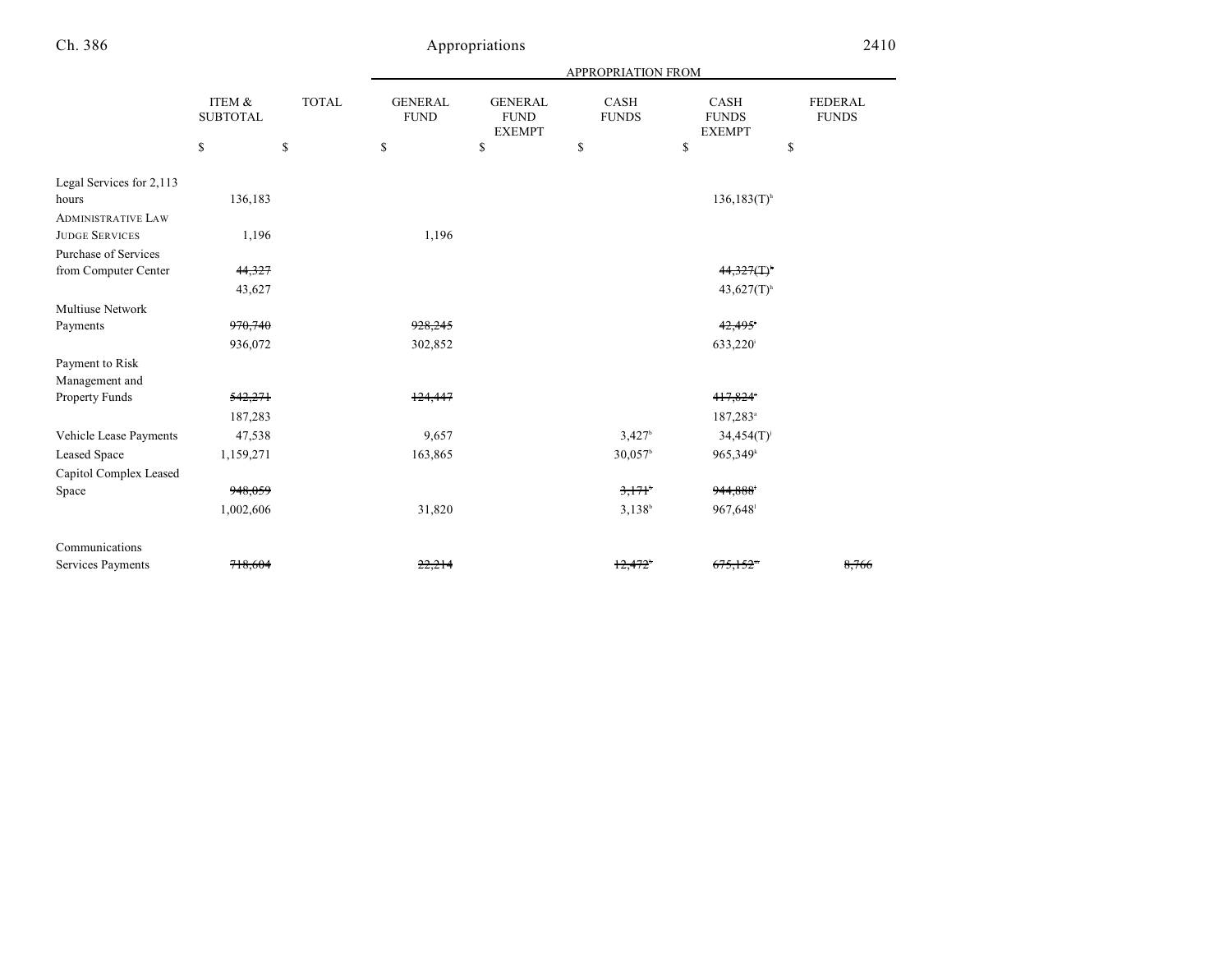| | ITEM & SUBTOTAL | TOTAL | APPROPRIATION FROM GENERAL FUND | GENERAL FUND EXEMPT | CASH FUNDS | CASH FUNDS EXEMPT | FEDERAL FUNDS |
|---|---|---|---|---|---|---|---|
| | $ | $ | $ | $ | $ | $ | $ |
| Legal Services for 2,113 hours | 136,183 | | | | | 136,183(T)[h] | |
| ADMINISTRATIVE LAW JUDGE SERVICES | 1,196 | | 1,196 | | | | |
| Purchase of Services from Computer Center | ~~44,327~~ | | | | | ~~44,327(T)[h]~~ | |
| | 43,627 | | | | | 43,627(T)[h] | |
| Multiuse Network Payments | ~~970,740~~ | | ~~928,245~~ | | | ~~42,495[i]~~ | |
| | 936,072 | | 302,852 | | | 633,220[i] | |
| Payment to Risk Management and Property Funds | ~~542,271~~ | | ~~124,447~~ | | | ~~417,824[a]~~ | |
| | 187,283 | | | | | 187,283[a] | |
| Vehicle Lease Payments | 47,538 | | 9,657 | | 3,427[b] | 34,454(T)[j] | |
| Leased Space | 1,159,271 | | 163,865 | | 30,057[b] | 965,349[k] | |
| Capitol Complex Leased Space | ~~948,059~~ | | | | ~~3,171[b]~~ | ~~944,888[l]~~ | |
| | 1,002,606 | | 31,820 | | 3,138[b] | 967,648[l] | |
| Communications Services Payments | ~~718,604~~ | | ~~22,214~~ | | ~~12,472[b]~~ | ~~675,152[m]~~ | ~~8,766~~ |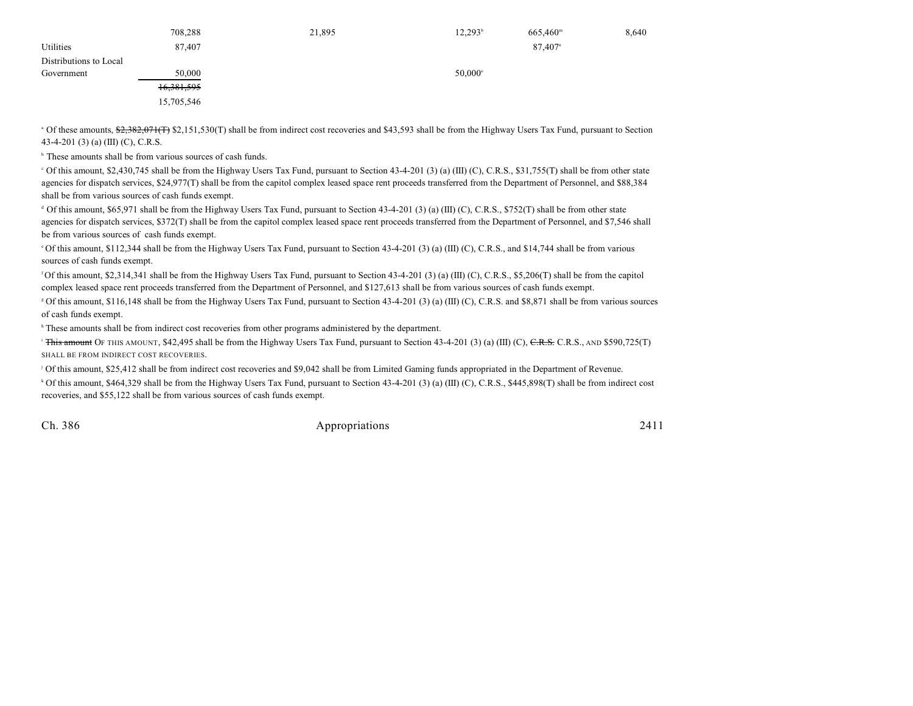| | | | | | |
|---|---|---|---|---|---|
| | 708,288 | 21,895 | 12,293[b] | 665,460[m] | 8,640 |
| Utilities | 87,407 | | | 87,407[n] | |
| Distributions to Local Government | 50,000 | | 50,000[o] | | |
| | ~~16,381,595~~ | | | | |
| | 15,705,546 | | | | |

[a] Of these amounts, ~~$2,382,071(T)~~ $2,151,530(T) shall be from indirect cost recoveries and $43,593 shall be from the Highway Users Tax Fund, pursuant to Section 43-4-201 (3) (a) (III) (C), C.R.S.

[b] These amounts shall be from various sources of cash funds.

[c] Of this amount, $2,430,745 shall be from the Highway Users Tax Fund, pursuant to Section 43-4-201 (3) (a) (III) (C), C.R.S., $31,755(T) shall be from other state agencies for dispatch services, $24,977(T) shall be from the capitol complex leased space rent proceeds transferred from the Department of Personnel, and $88,384 shall be from various sources of cash funds exempt.

[d] Of this amount, $65,971 shall be from the Highway Users Tax Fund, pursuant to Section 43-4-201 (3) (a) (III) (C), C.R.S., $752(T) shall be from other state agencies for dispatch services, $372(T) shall be from the capitol complex leased space rent proceeds transferred from the Department of Personnel, and $7,546 shall be from various sources of cash funds exempt.

[e] Of this amount, $112,344 shall be from the Highway Users Tax Fund, pursuant to Section 43-4-201 (3) (a) (III) (C), C.R.S., and $14,744 shall be from various sources of cash funds exempt.

[f] Of this amount, $2,314,341 shall be from the Highway Users Tax Fund, pursuant to Section 43-4-201 (3) (a) (III) (C), C.R.S., $5,206(T) shall be from the capitol complex leased space rent proceeds transferred from the Department of Personnel, and $127,613 shall be from various sources of cash funds exempt.

[g] Of this amount, $116,148 shall be from the Highway Users Tax Fund, pursuant to Section 43-4-201 (3) (a) (III) (C), C.R.S. and $8,871 shall be from various sources of cash funds exempt.

[h] These amounts shall be from indirect cost recoveries from other programs administered by the department.

[i] ~~This amount~~ OF THIS AMOUNT, $42,495 shall be from the Highway Users Tax Fund, pursuant to Section 43-4-201 (3) (a) (III) (C), ~~C.R.S.~~ C.R.S., AND $590,725(T) SHALL BE FROM INDIRECT COST RECOVERIES.

[j] Of this amount, $25,412 shall be from indirect cost recoveries and $9,042 shall be from Limited Gaming funds appropriated in the Department of Revenue.

[k] Of this amount, $464,329 shall be from the Highway Users Tax Fund, pursuant to Section 43-4-201 (3) (a) (III) (C), C.R.S., $445,898(T) shall be from indirect cost recoveries, and $55,122 shall be from various sources of cash funds exempt.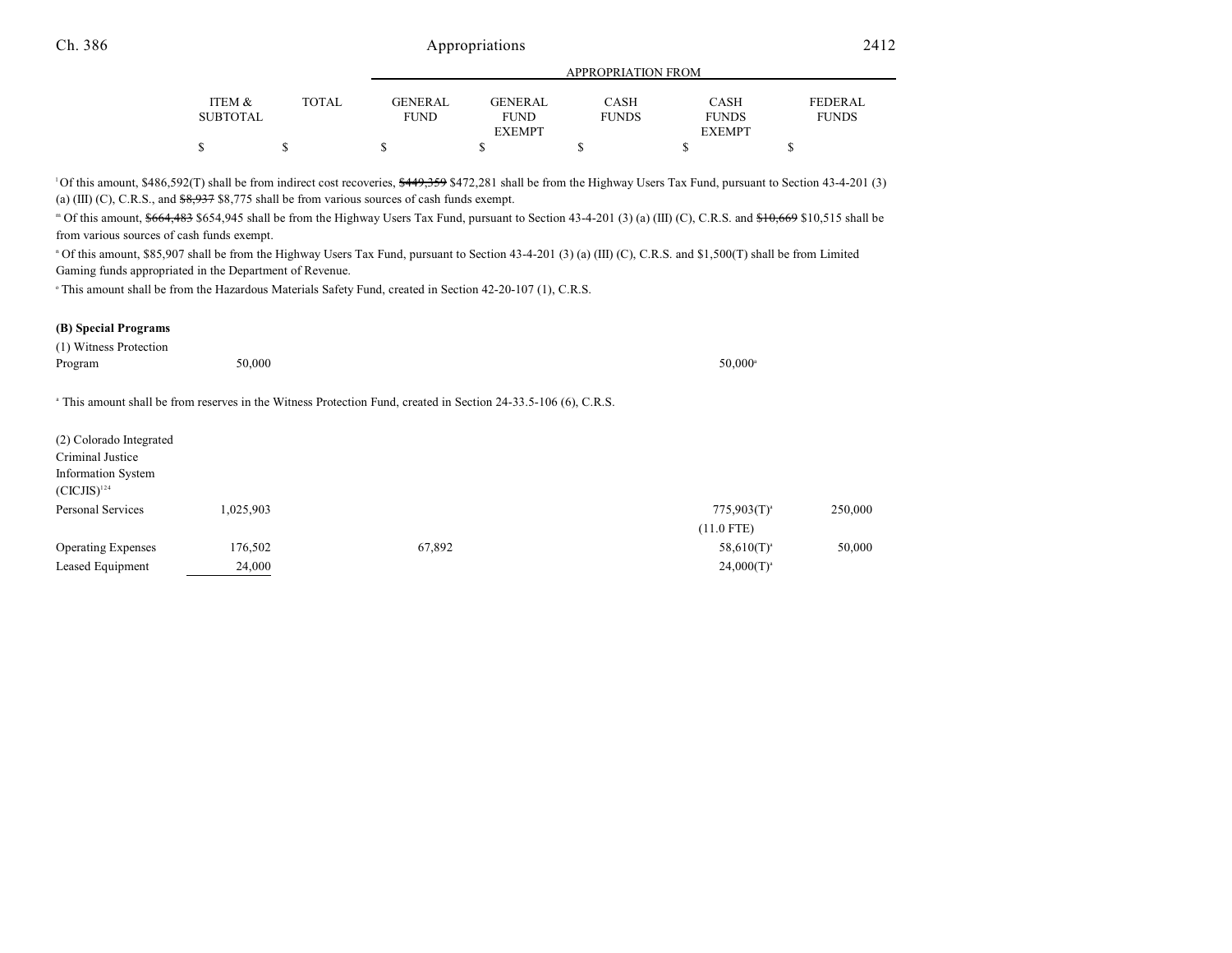| | ITEM & SUBTOTAL | TOTAL | GENERAL FUND | GENERAL FUND EXEMPT | CASH FUNDS | CASH FUNDS EXEMPT | FEDERAL FUNDS |
|---|---|---|---|---|---|---|---|
| | $ | $ | $ | $ | $ | $ | $ |

[l] Of this amount, $486,592(T) shall be from indirect cost recoveries, ~~$449,359~~ $472,281 shall be from the Highway Users Tax Fund, pursuant to Section 43-4-201 (3) (a) (III) (C), C.R.S., and ~~$8,937~~ $8,775 shall be from various sources of cash funds exempt.

[m] Of this amount, ~~$664,483~~ $654,945 shall be from the Highway Users Tax Fund, pursuant to Section 43-4-201 (3) (a) (III) (C), C.R.S. and ~~$10,669~~ $10,515 shall be from various sources of cash funds exempt.

[n] Of this amount, $85,907 shall be from the Highway Users Tax Fund, pursuant to Section 43-4-201 (3) (a) (III) (C), C.R.S. and $1,500(T) shall be from Limited Gaming funds appropriated in the Department of Revenue.

[o] This amount shall be from the Hazardous Materials Safety Fund, created in Section 42-20-107 (1), C.R.S.

**(B) Special Programs**

| | ITEM & SUBTOTAL | TOTAL | GENERAL FUND | GENERAL FUND EXEMPT | CASH FUNDS | CASH FUNDS EXEMPT | FEDERAL FUNDS |
|---|---|---|---|---|---|---|---|
| (1) Witness Protection Program | 50,000 | | | | | 50,000[a] | |

[a] This amount shall be from reserves in the Witness Protection Fund, created in Section 24-33.5-106 (6), C.R.S.

| | ITEM & SUBTOTAL | TOTAL | GENERAL FUND | GENERAL FUND EXEMPT | CASH FUNDS | CASH FUNDS EXEMPT | FEDERAL FUNDS |
|---|---|---|---|---|---|---|---|
| (2) Colorado Integrated Criminal Justice Information System (CICJIS)[124] | | | | | | | |
| Personal Services | 1,025,903 | | | | | 775,903(T)[a] | 250,000 |
| | | | | | | (11.0 FTE) | |
| Operating Expenses | 176,502 | | 67,892 | | | 58,610(T)[a] | 50,000 |
| Leased Equipment | 24,000 | | | | | 24,000(T)[a] | |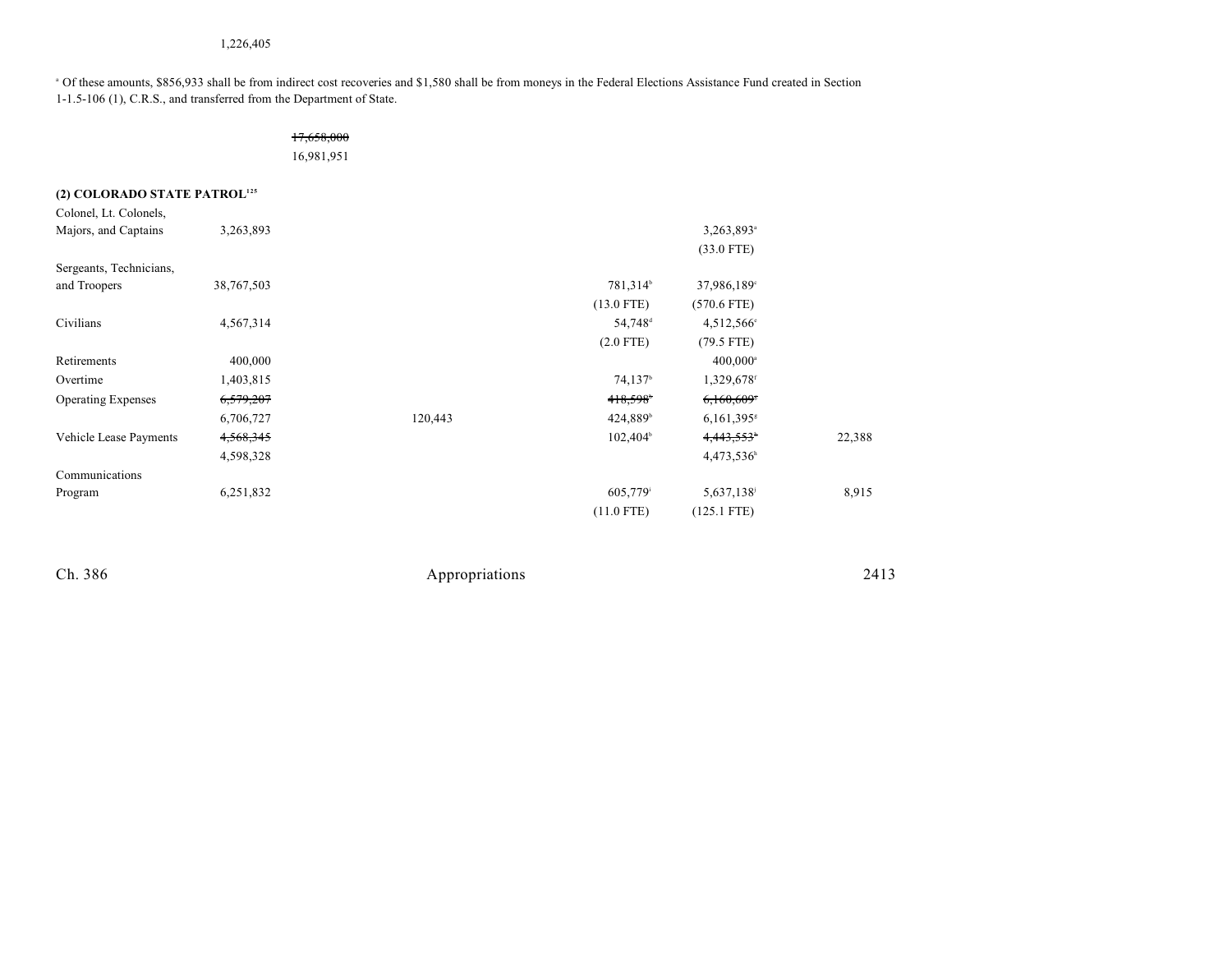1,226,405

[a] Of these amounts, $856,933 shall be from indirect cost recoveries and $1,580 shall be from moneys in the Federal Elections Assistance Fund created in Section 1-1.5-106 (1), C.R.S., and transferred from the Department of State.

~~17,658,000~~
16,981,951

**(2) COLORADO STATE PATROL[125]**

| | | | | | | |
|---|---|---|---|---|---|---|
| Colonel, Lt. Colonels, Majors, and Captains | 3,263,893 | | | | 3,263,893[a] | |
| | | | | | (33.0 FTE) | |
| Sergeants, Technicians, and Troopers | 38,767,503 | | | 781,314[b] | 37,986,189[c] | |
| | | | | (13.0 FTE) | (570.6 FTE) | |
| Civilians | 4,567,314 | | | 54,748[d] | 4,512,566[e] | |
| | | | | (2.0 FTE) | (79.5 FTE) | |
| Retirements | 400,000 | | | | 400,000[a] | |
| Overtime | 1,403,815 | | | 74,137[b] | 1,329,678[f] | |
| Operating Expenses | ~~6,579,207~~ | | | ~~418,598~~[b] | ~~6,160,609~~[g] | |
| | 6,706,727 | | 120,443 | 424,889[b] | 6,161,395[g] | |
| Vehicle Lease Payments | ~~4,568,345~~ | | | 102,404[b] | ~~4,443,553~~[h] | 22,388 |
| | 4,598,328 | | | | 4,473,536[h] | |
| Communications Program | 6,251,832 | | | 605,779[i] | 5,637,138[j] | 8,915 |
| | | | | (11.0 FTE) | (125.1 FTE) | |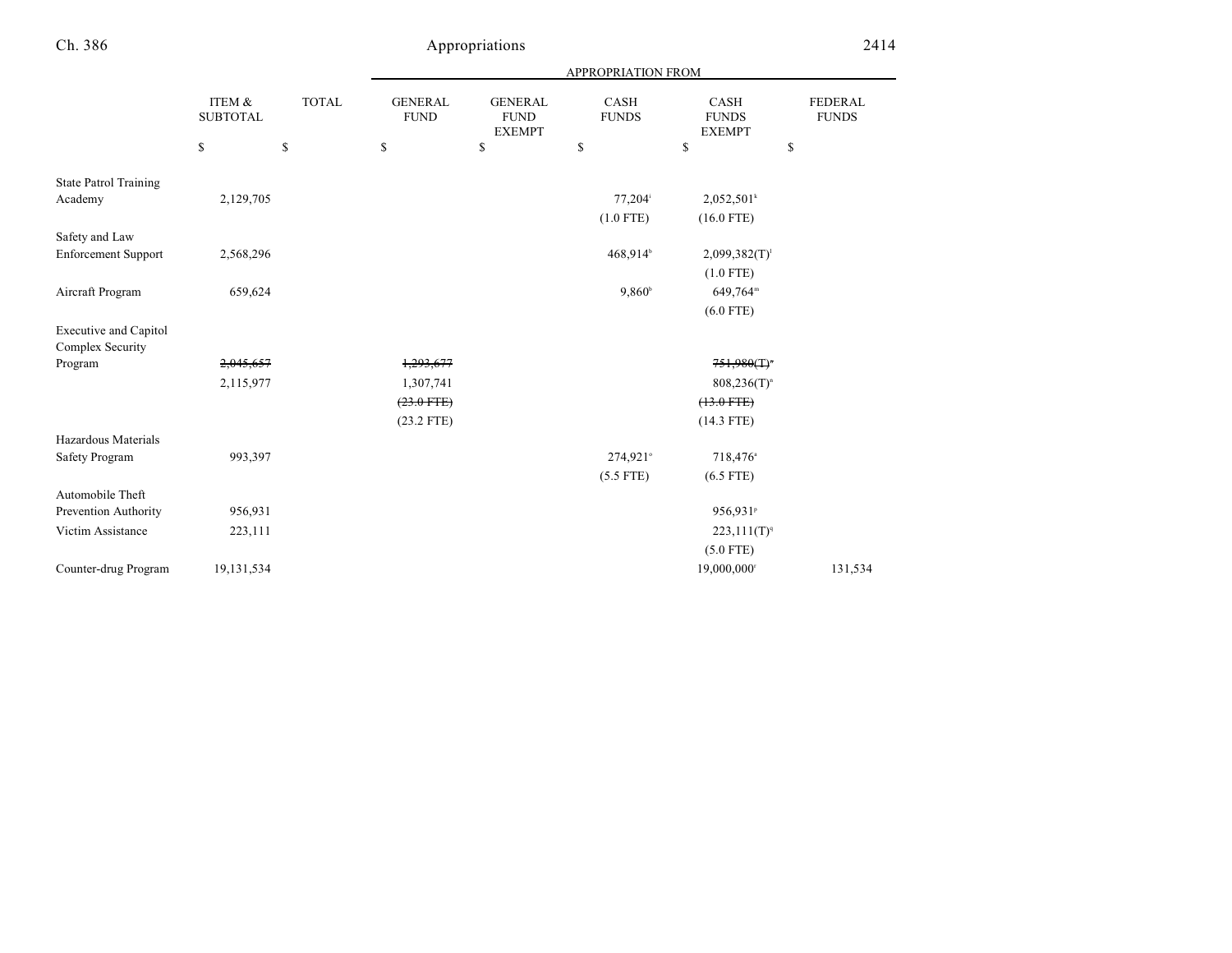| | ITEM & SUBTOTAL | TOTAL | APPROPRIATION FROM GENERAL FUND | GENERAL FUND EXEMPT | CASH FUNDS | CASH FUNDS EXEMPT | FEDERAL FUNDS |
|---|---|---|---|---|---|---|---|
| | $ | $ | $ | $ | $ | $ | $ |
| State Patrol Training Academy | 2,129,705 | | | | 77,204[j] | 2,052,501[k] | |
| | | | | | (1.0 FTE) | (16.0 FTE) | |
| Safety and Law Enforcement Support | 2,568,296 | | | | 468,914[h] | 2,099,382(T)[l] | |
| | | | | | | (1.0 FTE) | |
| Aircraft Program | 659,624 | | | | 9,860[h] | 649,764[m] | |
| | | | | | | (6.0 FTE) | |
| Executive and Capitol Complex Security Program | ~~2,045,657~~ | | ~~1,293,677~~ | | | ~~751,980(T)[n]~~ | |
| | 2,115,977 | | 1,307,741 | | | 808,236(T)[n] | |
| | | | ~~(23.0 FTE)~~ | | | ~~(13.0 FTE)~~ | |
| | | | (23.2 FTE) | | | (14.3 FTE) | |
| Hazardous Materials Safety Program | 993,397 | | | | 274,921[o] | 718,476[a] | |
| | | | | | (5.5 FTE) | (6.5 FTE) | |
| Automobile Theft Prevention Authority | 956,931 | | | | | 956,931[p] | |
| Victim Assistance | 223,111 | | | | | 223,111(T)[q] | |
| | | | | | | (5.0 FTE) | |
| Counter-drug Program | 19,131,534 | | | | | 19,000,000[r] | 131,534 |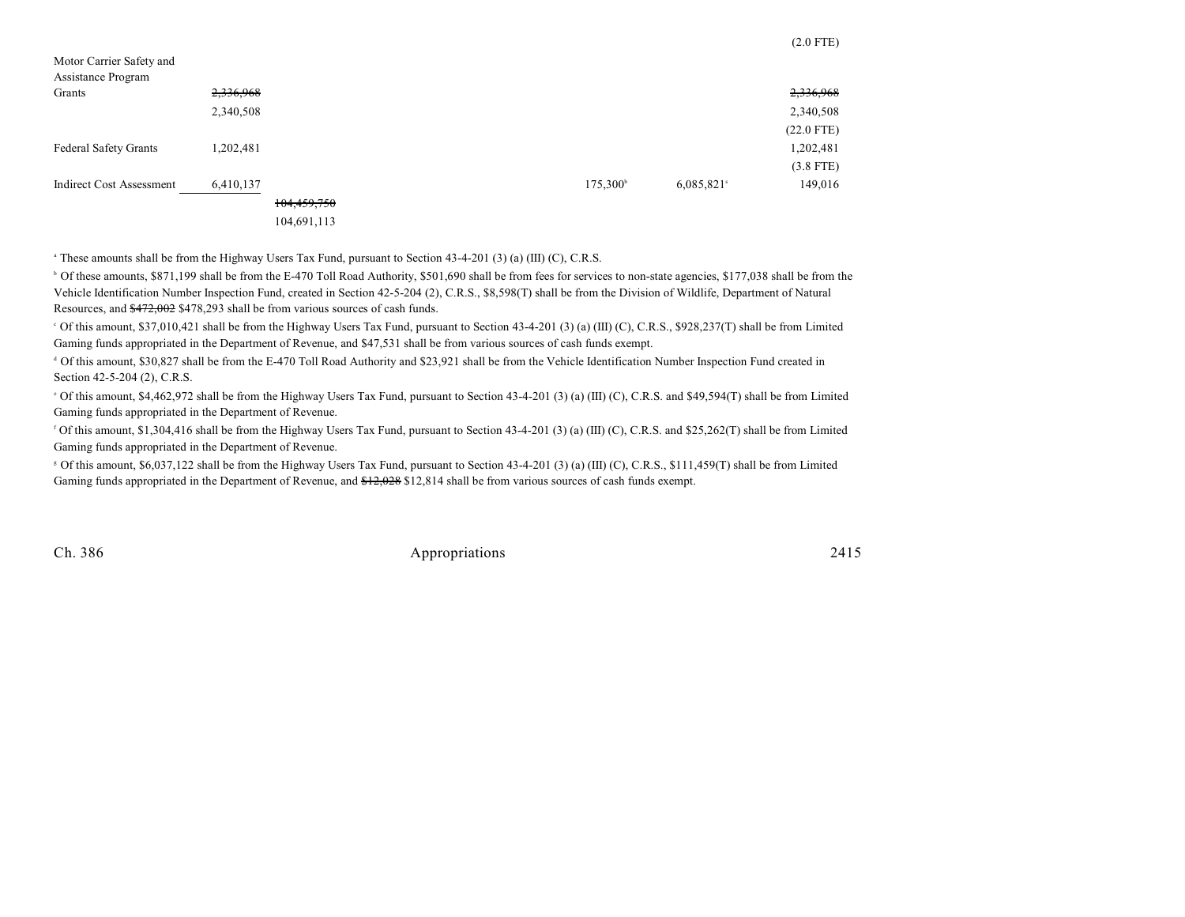| | | | | | | |
|---|---|---|---|---|---|---|
| | | | | | | (2.0 FTE) |
| Motor Carrier Safety and Assistance Program Grants | ~~2,336,968~~ | | | | | ~~2,336,968~~ |
| | 2,340,508 | | | | | 2,340,508 |
| | | | | | | (22.0 FTE) |
| Federal Safety Grants | 1,202,481 | | | | | 1,202,481 |
| | | | | | | (3.8 FTE) |
| Indirect Cost Assessment | 6,410,137 | | | 175,300[b] | 6,085,821[a] | 149,016 |
| | | ~~104,459,750~~ | | | | |
| | | 104,691,113 | | | | |

[a] These amounts shall be from the Highway Users Tax Fund, pursuant to Section 43-4-201 (3) (a) (III) (C), C.R.S.

[b] Of these amounts, $871,199 shall be from the E-470 Toll Road Authority, $501,690 shall be from fees for services to non-state agencies, $177,038 shall be from the Vehicle Identification Number Inspection Fund, created in Section 42-5-204 (2), C.R.S., $8,598(T) shall be from the Division of Wildlife, Department of Natural Resources, and ~~$472,002~~ $478,293 shall be from various sources of cash funds.

[c] Of this amount, $37,010,421 shall be from the Highway Users Tax Fund, pursuant to Section 43-4-201 (3) (a) (III) (C), C.R.S., $928,237(T) shall be from Limited Gaming funds appropriated in the Department of Revenue, and $47,531 shall be from various sources of cash funds exempt.

[d] Of this amount, $30,827 shall be from the E-470 Toll Road Authority and $23,921 shall be from the Vehicle Identification Number Inspection Fund created in Section 42-5-204 (2), C.R.S.

[e] Of this amount, $4,462,972 shall be from the Highway Users Tax Fund, pursuant to Section 43-4-201 (3) (a) (III) (C), C.R.S. and $49,594(T) shall be from Limited Gaming funds appropriated in the Department of Revenue.

[f] Of this amount, $1,304,416 shall be from the Highway Users Tax Fund, pursuant to Section 43-4-201 (3) (a) (III) (C), C.R.S. and $25,262(T) shall be from Limited Gaming funds appropriated in the Department of Revenue.

[g] Of this amount, $6,037,122 shall be from the Highway Users Tax Fund, pursuant to Section 43-4-201 (3) (a) (III) (C), C.R.S., $111,459(T) shall be from Limited Gaming funds appropriated in the Department of Revenue, and ~~$12,028~~ $12,814 shall be from various sources of cash funds exempt.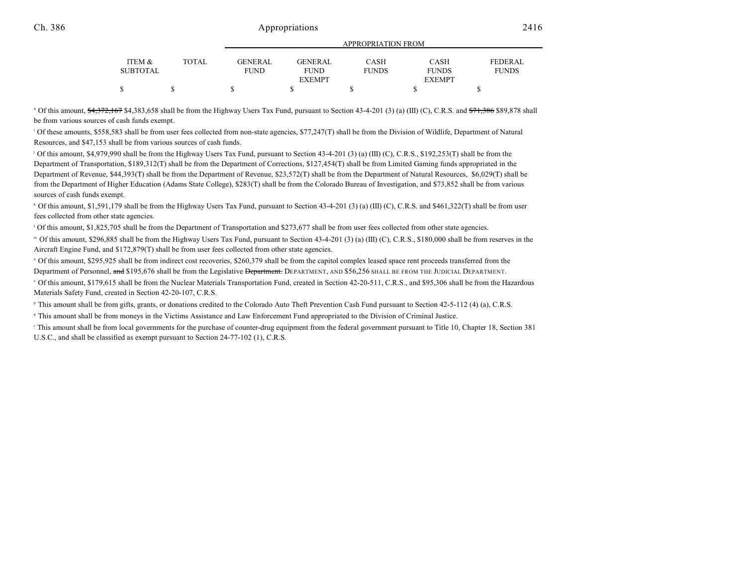| ITEM & SUBTOTAL | TOTAL | APPROPRIATION FROM GENERAL FUND | GENERAL FUND EXEMPT | CASH FUNDS | CASH FUNDS EXEMPT | FEDERAL FUNDS |
|---|---|---|---|---|---|---|
| $ | $ | $ | $ | $ | $ | $ |

[h] Of this amount, ~~$4,372,167~~ $4,383,658 shall be from the Highway Users Tax Fund, pursuant to Section 43-4-201 (3) (a) (III) (C), C.R.S. and ~~$71,386~~ $89,878 shall be from various sources of cash funds exempt.

[i] Of these amounts, $558,583 shall be from user fees collected from non-state agencies, $77,247(T) shall be from the Division of Wildlife, Department of Natural Resources, and $47,153 shall be from various sources of cash funds.

[j] Of this amount, $4,979,990 shall be from the Highway Users Tax Fund, pursuant to Section 43-4-201 (3) (a) (III) (C), C.R.S., $192,253(T) shall be from the Department of Transportation, $189,312(T) shall be from the Department of Corrections, $127,454(T) shall be from Limited Gaming funds appropriated in the Department of Revenue, $44,393(T) shall be from the Department of Revenue, $23,572(T) shall be from the Department of Natural Resources, $6,029(T) shall be from the Department of Higher Education (Adams State College), $283(T) shall be from the Colorado Bureau of Investigation, and $73,852 shall be from various sources of cash funds exempt.

[k] Of this amount, $1,591,179 shall be from the Highway Users Tax Fund, pursuant to Section 43-4-201 (3) (a) (III) (C), C.R.S. and $461,322(T) shall be from user fees collected from other state agencies.

[l] Of this amount, $1,825,705 shall be from the Department of Transportation and $273,677 shall be from user fees collected from other state agencies.

[m] Of this amount, $296,885 shall be from the Highway Users Tax Fund, pursuant to Section 43-4-201 (3) (a) (III) (C), C.R.S., $180,000 shall be from reserves in the Aircraft Engine Fund, and $172,879(T) shall be from user fees collected from other state agencies.

[n] Of this amount, $295,925 shall be from indirect cost recoveries, $260,379 shall be from the capitol complex leased space rent proceeds transferred from the Department of Personnel, ~~and~~ $195,676 shall be from the Legislative ~~Department.~~ DEPARTMENT, AND $56,256 SHALL BE FROM THE JUDICIAL DEPARTMENT.

[o] Of this amount, $179,615 shall be from the Nuclear Materials Transportation Fund, created in Section 42-20-511, C.R.S., and $95,306 shall be from the Hazardous Materials Safety Fund, created in Section 42-20-107, C.R.S.

[p] This amount shall be from gifts, grants, or donations credited to the Colorado Auto Theft Prevention Cash Fund pursuant to Section 42-5-112 (4) (a), C.R.S.

[q] This amount shall be from moneys in the Victims Assistance and Law Enforcement Fund appropriated to the Division of Criminal Justice.

[r] This amount shall be from local governments for the purchase of counter-drug equipment from the federal government pursuant to Title 10, Chapter 18, Section 381 U.S.C., and shall be classified as exempt pursuant to Section 24-77-102 (1), C.R.S.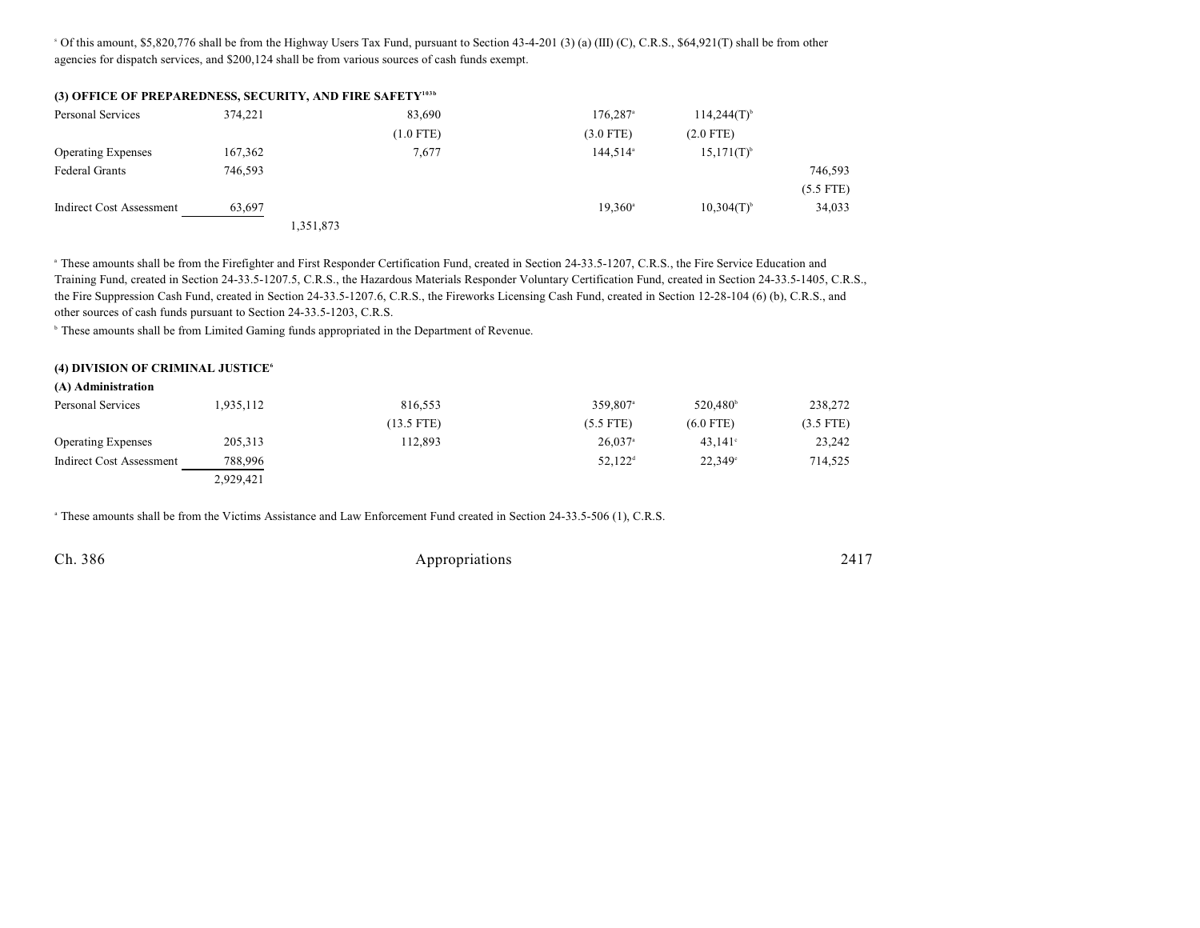[c] Of this amount, $5,820,776 shall be from the Highway Users Tax Fund, pursuant to Section 43-4-201 (3) (a) (III) (C), C.R.S., $64,921(T) shall be from other agencies for dispatch services, and $200,124 shall be from various sources of cash funds exempt.

**(3) OFFICE OF PREPAREDNESS, SECURITY, AND FIRE SAFETY[103b]**

| | | | | | | |
|---|---|---|---|---|---|---|
| Personal Services | 374,221 | | 83,690 | 176,287[a] | 114,244(T)[b] | |
| | | | (1.0 FTE) | (3.0 FTE) | (2.0 FTE) | |
| Operating Expenses | 167,362 | | 7,677 | 144,514[a] | 15,171(T)[b] | |
| Federal Grants | 746,593 | | | | | 746,593 |
| | | | | | | (5.5 FTE) |
| Indirect Cost Assessment | 63,697 | | | 19,360[a] | 10,304(T)[b] | 34,033 |
| | | 1,351,873 | | | | |

[a] These amounts shall be from the Firefighter and First Responder Certification Fund, created in Section 24-33.5-1207, C.R.S., the Fire Service Education and Training Fund, created in Section 24-33.5-1207.5, C.R.S., the Hazardous Materials Responder Voluntary Certification Fund, created in Section 24-33.5-1405, C.R.S., the Fire Suppression Cash Fund, created in Section 24-33.5-1207.6, C.R.S., the Fireworks Licensing Cash Fund, created in Section 12-28-104 (6) (b), C.R.S., and other sources of cash funds pursuant to Section 24-33.5-1203, C.R.S.

[b] These amounts shall be from Limited Gaming funds appropriated in the Department of Revenue.

**(4) DIVISION OF CRIMINAL JUSTICE[6]**

**(A) Administration**

| | | | | | | |
|---|---|---|---|---|---|---|
| Personal Services | 1,935,112 | | 816,553 | 359,807[a] | 520,480[b] | 238,272 |
| | | | (13.5 FTE) | (5.5 FTE) | (6.0 FTE) | (3.5 FTE) |
| Operating Expenses | 205,313 | | 112,893 | 26,037[a] | 43,141[c] | 23,242 |
| Indirect Cost Assessment | 788,996 | | | 52,122[d] | 22,349[e] | 714,525 |
| | 2,929,421 | | | | | |

[a] These amounts shall be from the Victims Assistance and Law Enforcement Fund created in Section 24-33.5-506 (1), C.R.S.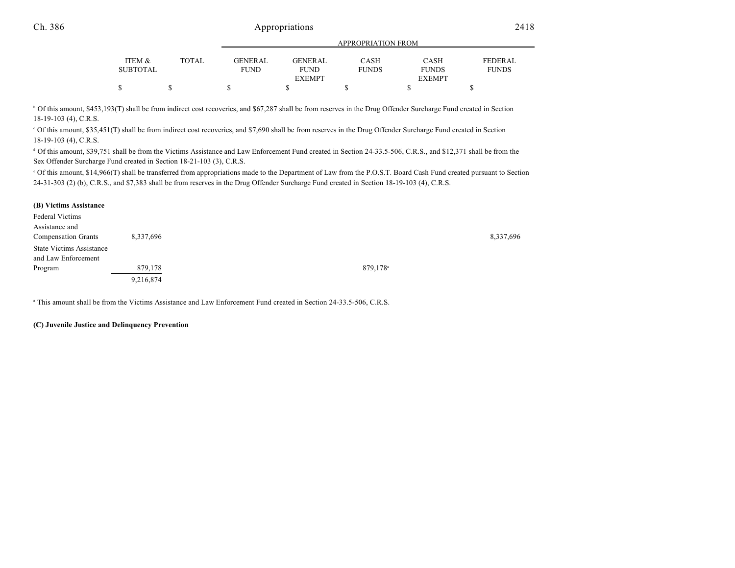| | ITEM & SUBTOTAL | TOTAL | GENERAL FUND | GENERAL FUND EXEMPT | CASH FUNDS | CASH FUNDS EXEMPT | FEDERAL FUNDS |
|---|---|---|---|---|---|---|---|
| | | | APPROPRIATION FROM | | | | |
| | $ | $ | $ | $ | $ | $ | $ |

[b] Of this amount, $453,193(T) shall be from indirect cost recoveries, and $67,287 shall be from reserves in the Drug Offender Surcharge Fund created in Section 18-19-103 (4), C.R.S.

[c] Of this amount, $35,451(T) shall be from indirect cost recoveries, and $7,690 shall be from reserves in the Drug Offender Surcharge Fund created in Section 18-19-103 (4), C.R.S.

[d] Of this amount, $39,751 shall be from the Victims Assistance and Law Enforcement Fund created in Section 24-33.5-506, C.R.S., and $12,371 shall be from the Sex Offender Surcharge Fund created in Section 18-21-103 (3), C.R.S.

[e] Of this amount, $14,966(T) shall be transferred from appropriations made to the Department of Law from the P.O.S.T. Board Cash Fund created pursuant to Section 24-31-303 (2) (b), C.R.S., and $7,383 shall be from reserves in the Drug Offender Surcharge Fund created in Section 18-19-103 (4), C.R.S.

**(B) Victims Assistance**

| | ITEM & SUBTOTAL | TOTAL | GENERAL FUND | GENERAL FUND EXEMPT | CASH FUNDS | CASH FUNDS EXEMPT | FEDERAL FUNDS |
|---|---|---|---|---|---|---|---|
| Federal Victims Assistance and Compensation Grants | 8,337,696 | | | | | | 8,337,696 |
| State Victims Assistance and Law Enforcement Program | 879,178 | | | | 879,178[a] | | |
| | 9,216,874 | | | | | | |

[a] This amount shall be from the Victims Assistance and Law Enforcement Fund created in Section 24-33.5-506, C.R.S.

**(C) Juvenile Justice and Delinquency Prevention**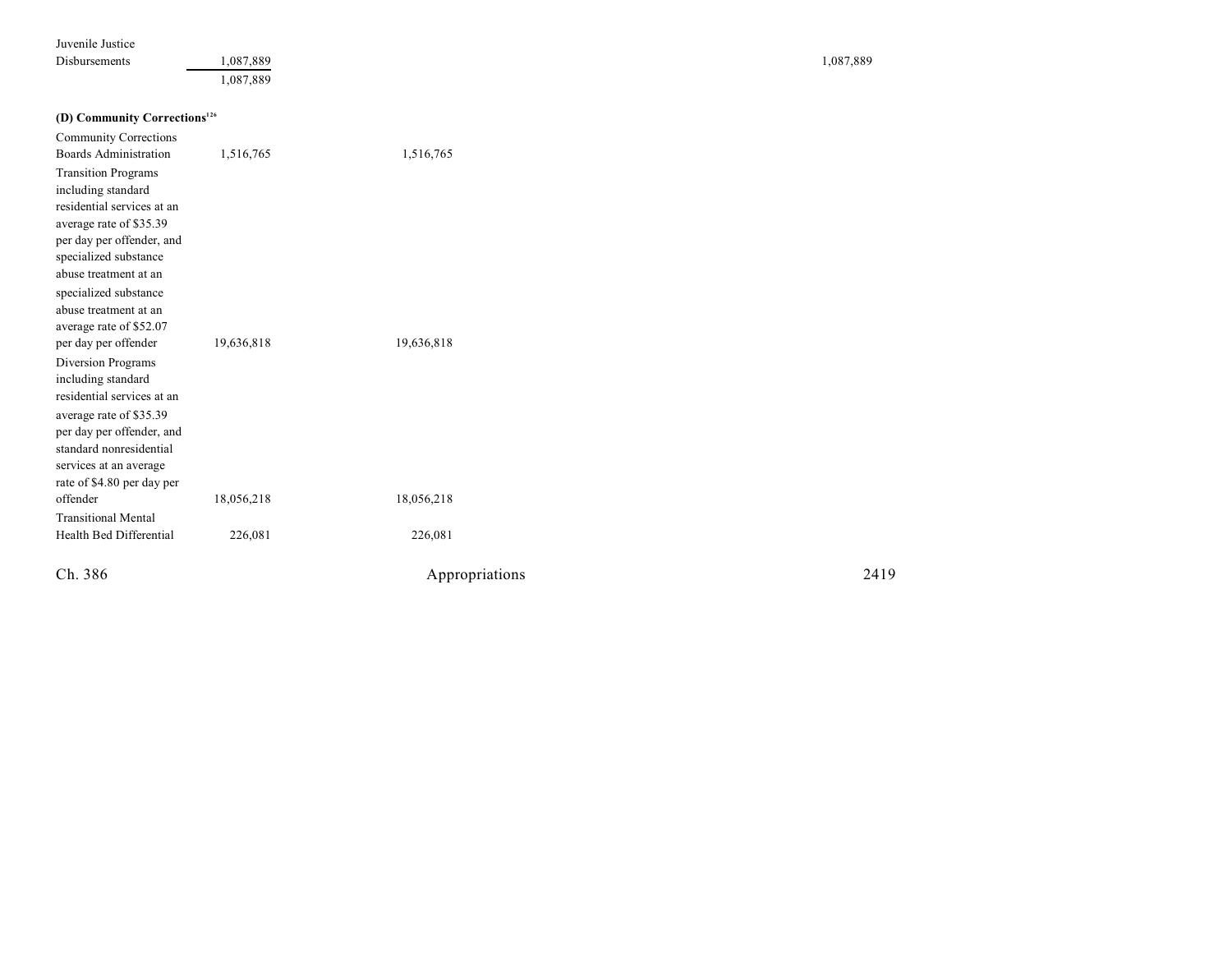| | | | | | |
|---|---|---|---|---|---|
| Juvenile Justice Disbursements | 1,087,889 | | | | 1,087,889 |
| | 1,087,889 | | | | |

**(D) Community Corrections**[126]

| | | | | | |
|---|---|---|---|---|---|
| Community Corrections Boards Administration | 1,516,765 | 1,516,765 | | | |
| Transition Programs including standard residential services at an average rate of $35.39 per day per offender, and specialized substance abuse treatment at an specialized substance abuse treatment at an average rate of $52.07 per day per offender | 19,636,818 | 19,636,818 | | | |
| Diversion Programs including standard residential services at an average rate of $35.39 per day per offender, and standard nonresidential services at an average rate of $4.80 per day per offender | 18,056,218 | 18,056,218 | | | |
| Transitional Mental Health Bed Differential | 226,081 | 226,081 | | | |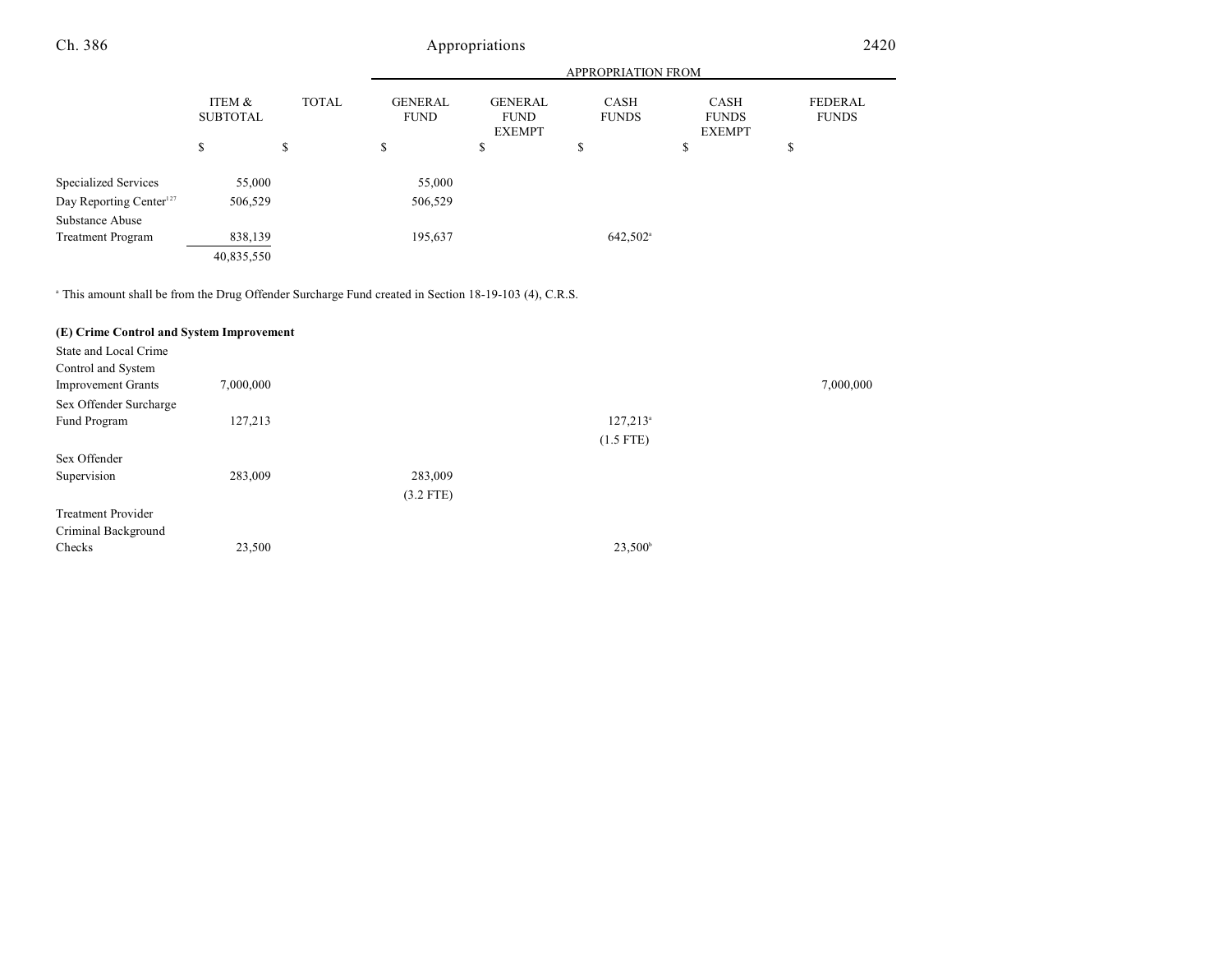| | ITEM & SUBTOTAL | TOTAL | GENERAL FUND | GENERAL FUND EXEMPT | CASH FUNDS | CASH FUNDS EXEMPT | FEDERAL FUNDS |
|---|---|---|---|---|---|---|---|
| | $ | $ | $ | $ | $ | $ | $ |
| Specialized Services | 55,000 | | 55,000 | | | | |
| Day Reporting Center[127] | 506,529 | | 506,529 | | | | |
| Substance Abuse Treatment Program | 838,139 | | 195,637 | | 642,502[a] | | |
| | 40,835,550 | | | | | | |

[a] This amount shall be from the Drug Offender Surcharge Fund created in Section 18-19-103 (4), C.R.S.

**(E) Crime Control and System Improvement**

| | ITEM & SUBTOTAL | TOTAL | GENERAL FUND | GENERAL FUND EXEMPT | CASH FUNDS | CASH FUNDS EXEMPT | FEDERAL FUNDS |
|---|---|---|---|---|---|---|---|
| State and Local Crime Control and System Improvement Grants | 7,000,000 | | | | | | 7,000,000 |
| Sex Offender Surcharge Fund Program | 127,213 | | | | 127,213[a] (1.5 FTE) | | |
| Sex Offender Supervision | 283,009 | | 283,009 (3.2 FTE) | | | | |
| Treatment Provider Criminal Background Checks | 23,500 | | | | 23,500[b] | | |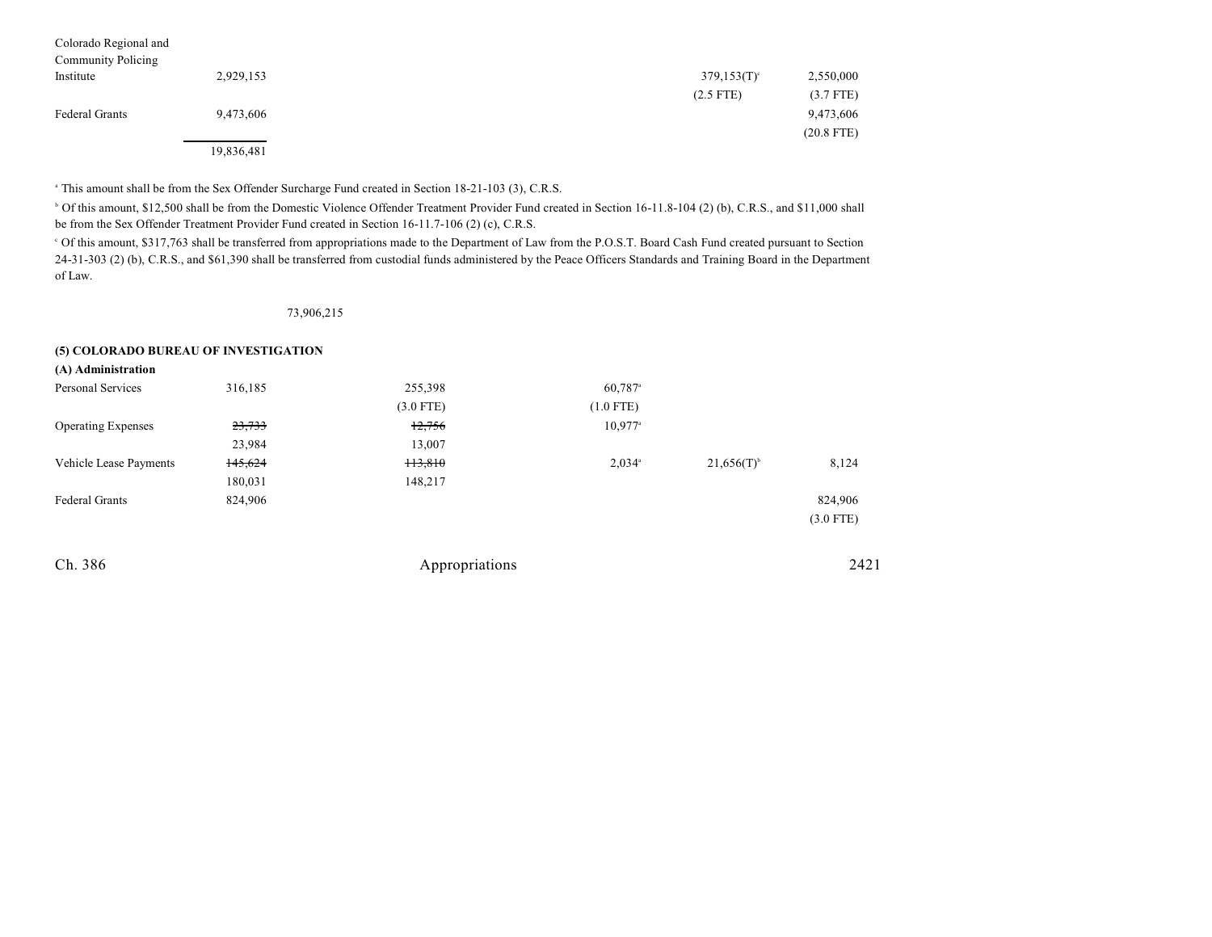| | | | | | |
|---|---|---|---|---|---|
| Colorado Regional and Community Policing Institute | 2,929,153 | | | 379,153(T)[c] | 2,550,000 |
| | | | | (2.5 FTE) | (3.7 FTE) |
| Federal Grants | 9,473,606 | | | | 9,473,606 |
| | | | | | (20.8 FTE) |
| | 19,836,481 | | | | |

[a] This amount shall be from the Sex Offender Surcharge Fund created in Section 18-21-103 (3), C.R.S.

[b] Of this amount, $12,500 shall be from the Domestic Violence Offender Treatment Provider Fund created in Section 16-11.8-104 (2) (b), C.R.S., and $11,000 shall be from the Sex Offender Treatment Provider Fund created in Section 16-11.7-106 (2) (c), C.R.S.

[c] Of this amount, $317,763 shall be transferred from appropriations made to the Department of Law from the P.O.S.T. Board Cash Fund created pursuant to Section 24-31-303 (2) (b), C.R.S., and $61,390 shall be transferred from custodial funds administered by the Peace Officers Standards and Training Board in the Department of Law.

73,906,215

**(5) COLORADO BUREAU OF INVESTIGATION**

**(A) Administration**

| | | | | | |
|---|---|---|---|---|---|
| Personal Services | 316,185 | 255,398 | 60,787[a] | | |
| | | (3.0 FTE) | (1.0 FTE) | | |
| Operating Expenses | ~~23,733~~ | ~~12,756~~ | 10,977[a] | | |
| | 23,984 | 13,007 | | | |
| Vehicle Lease Payments | ~~145,624~~ | ~~113,810~~ | 2,034[a] | 21,656(T)[b] | 8,124 |
| | 180,031 | 148,217 | | | |
| Federal Grants | 824,906 | | | | 824,906 |
| | | | | | (3.0 FTE) |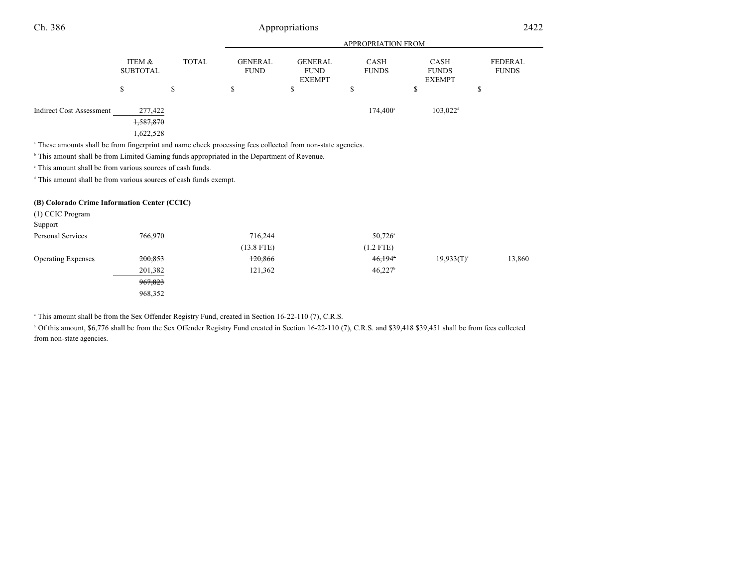| | ITEM & SUBTOTAL | TOTAL | GENERAL FUND | GENERAL FUND EXEMPT | CASH FUNDS | CASH FUNDS EXEMPT | FEDERAL FUNDS |
|---|---|---|---|---|---|---|---|
| | | | APPROPRIATION FROM | | | | |
| | $ | $ | $ | $ | $ | $ | $ |
| Indirect Cost Assessment | 277,422 | | | | 174,400[c] | 103,022[d] | |
| | ~~1,587,870~~ | | | | | | |
| | 1,622,528 | | | | | | |

[a] These amounts shall be from fingerprint and name check processing fees collected from non-state agencies.

[b] This amount shall be from Limited Gaming funds appropriated in the Department of Revenue.

[c] This amount shall be from various sources of cash funds.

[d] This amount shall be from various sources of cash funds exempt.

**(B) Colorado Crime Information Center (CCIC)**

| | ITEM & SUBTOTAL | TOTAL | GENERAL FUND | GENERAL FUND EXEMPT | CASH FUNDS | CASH FUNDS EXEMPT | FEDERAL FUNDS |
|---|---|---|---|---|---|---|---|
| (1) CCIC Program Support | | | | | | | |
| Personal Services | 766,970 | | 716,244 | | 50,726[a] | | |
| | | | (13.8 FTE) | | (1.2 FTE) | | |
| Operating Expenses | ~~200,853~~ | | ~~120,866~~ | | ~~46,194~~[b] | 19,933(T)[c] | 13,860 |
| | 201,382 | | 121,362 | | 46,227[b] | | |
| | ~~967,823~~ | | | | | | |
| | 968,352 | | | | | | |

[a] This amount shall be from the Sex Offender Registry Fund, created in Section 16-22-110 (7), C.R.S.

[b] Of this amount, $6,776 shall be from the Sex Offender Registry Fund created in Section 16-22-110 (7), C.R.S. and ~~$39,418~~ $39,451 shall be from fees collected from non-state agencies.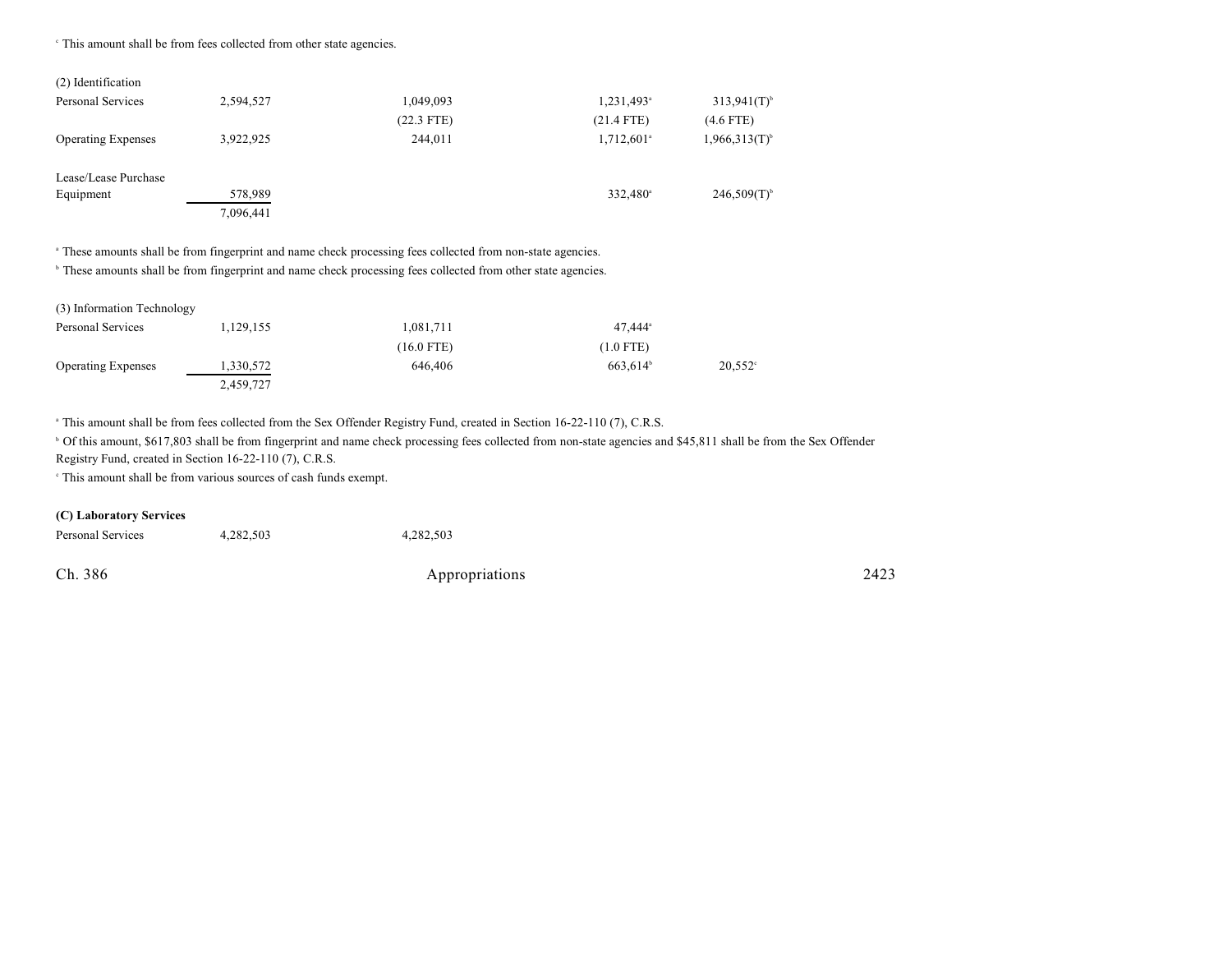[c] This amount shall be from fees collected from other state agencies.

| | | | | |
|---|---|---|---|---|
| (2) Identification | | | | |
| Personal Services | 2,594,527 | 1,049,093 | 1,231,493[a] | 313,941(T)[b] |
| | | (22.3 FTE) | (21.4 FTE) | (4.6 FTE) |
| Operating Expenses | 3,922,925 | 244,011 | 1,712,601[a] | 1,966,313(T)[b] |
| Lease/Lease Purchase Equipment | 578,989 | | 332,480[a] | 246,509(T)[b] |
| | 7,096,441 | | | |

[a] These amounts shall be from fingerprint and name check processing fees collected from non-state agencies.
[b] These amounts shall be from fingerprint and name check processing fees collected from other state agencies.

| | | | | |
|---|---|---|---|---|
| (3) Information Technology | | | | |
| Personal Services | 1,129,155 | 1,081,711 | 47,444[a] | |
| | | (16.0 FTE) | (1.0 FTE) | |
| Operating Expenses | 1,330,572 | 646,406 | 663,614[b] | 20,552[c] |
| | 2,459,727 | | | |

[a] This amount shall be from fees collected from the Sex Offender Registry Fund, created in Section 16-22-110 (7), C.R.S.
[b] Of this amount, $617,803 shall be from fingerprint and name check processing fees collected from non-state agencies and $45,811 shall be from the Sex Offender Registry Fund, created in Section 16-22-110 (7), C.R.S.
[c] This amount shall be from various sources of cash funds exempt.

| | | | | |
|---|---|---|---|---|
| **(C) Laboratory Services** | | | | |
| Personal Services | 4,282,503 | 4,282,503 | | |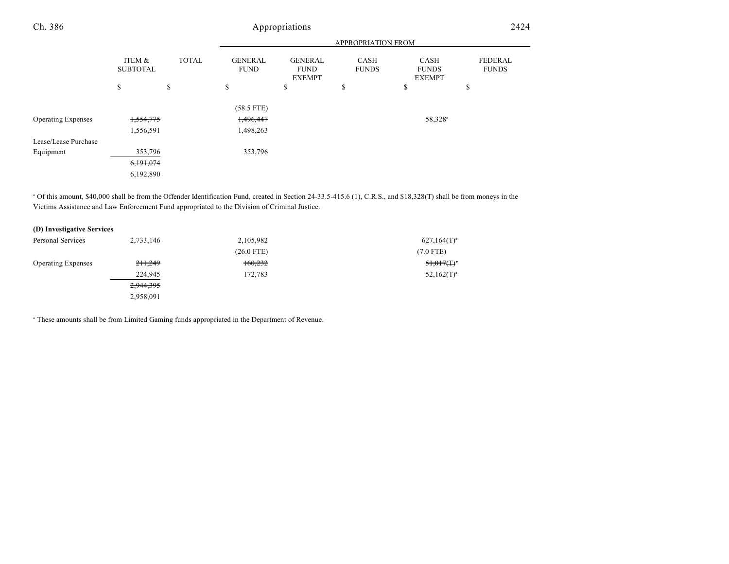| | ITEM & SUBTOTAL | TOTAL | APPROPRIATION FROM GENERAL FUND | GENERAL FUND EXEMPT | CASH FUNDS | CASH FUNDS EXEMPT | FEDERAL FUNDS |
|---|---|---|---|---|---|---|---|
| | $ | $ | $ | $ | $ | $ | $ |
| | | | (58.5 FTE) | | | | |
| Operating Expenses | ~~1,554,775~~ | | ~~1,496,447~~ | | | 58,328[a] | |
| | 1,556,591 | | 1,498,263 | | | | |
| Lease/Lease Purchase Equipment | 353,796 | | 353,796 | | | | |
| | ~~6,191,074~~ | | | | | | |
| | 6,192,890 | | | | | | |

[a] Of this amount, $40,000 shall be from the Offender Identification Fund, created in Section 24-33.5-415.6 (1), C.R.S., and $18,328(T) shall be from moneys in the Victims Assistance and Law Enforcement Fund appropriated to the Division of Criminal Justice.

| **(D) Investigative Services** | ITEM & SUBTOTAL | TOTAL | GENERAL FUND | GENERAL FUND EXEMPT | CASH FUNDS | CASH FUNDS EXEMPT | FEDERAL FUNDS |
|---|---|---|---|---|---|---|---|
| Personal Services | 2,733,146 | | 2,105,982 | | | 627,164(T)[a] | |
| | | | (26.0 FTE) | | | (7.0 FTE) | |
| Operating Expenses | ~~211,249~~ | | ~~160,232~~ | | | ~~51,017(T)[a]~~ | |
| | 224,945 | | 172,783 | | | 52,162(T)[a] | |
| | ~~2,944,395~~ | | | | | | |
| | 2,958,091 | | | | | | |

[a] These amounts shall be from Limited Gaming funds appropriated in the Department of Revenue.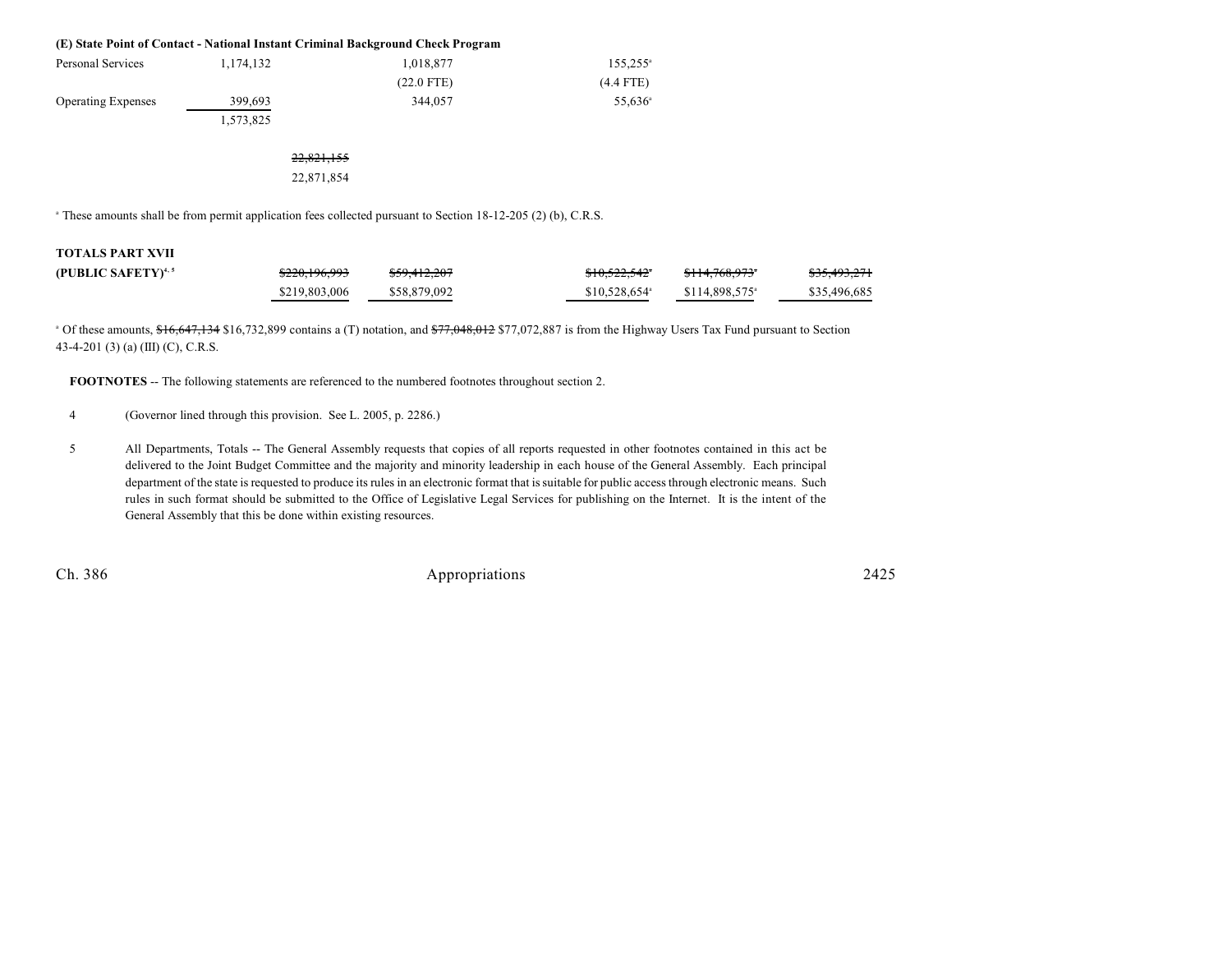**(E) State Point of Contact - National Instant Criminal Background Check Program**

| | | | | | | |
|---|---|---|---|---|---|---|
| Personal Services | 1,174,132 | | 1,018,877 | | 155,255[a] | |
| | | | (22.0 FTE) | | (4.4 FTE) | |
| Operating Expenses | 399,693 | | 344,057 | | 55,636[a] | |
| | 1,573,825 | | | | | |
| | | ~~22,821,155~~ | | | | |
| | | 22,871,854 | | | | |

[a] These amounts shall be from permit application fees collected pursuant to Section 18-12-205 (2) (b), C.R.S.

| | | | | | |
|---|---|---|---|---|---|
| **TOTALS PART XVII** | | | | | |
| **(PUBLIC SAFETY)**[4, 5] | ~~$220,196,993~~ | ~~$59,412,207~~ | ~~$10,522,542~~[a] | ~~$114,768,973~~[a] | ~~$35,493,271~~ |
| | $219,803,006 | $58,879,092 | $10,528,654[a] | $114,898,575[a] | $35,496,685 |

[a] Of these amounts, ~~$16,647,134~~ $16,732,899 contains a (T) notation, and ~~$77,048,012~~ $77,072,887 is from the Highway Users Tax Fund pursuant to Section 43-4-201 (3) (a) (III) (C), C.R.S.

**FOOTNOTES** -- The following statements are referenced to the numbered footnotes throughout section 2.

4 (Governor lined through this provision. See L. 2005, p. 2286.)

5 All Departments, Totals -- The General Assembly requests that copies of all reports requested in other footnotes contained in this act be delivered to the Joint Budget Committee and the majority and minority leadership in each house of the General Assembly. Each principal department of the state is requested to produce its rules in an electronic format that is suitable for public access through electronic means. Such rules in such format should be submitted to the Office of Legislative Legal Services for publishing on the Internet. It is the intent of the General Assembly that this be done within existing resources.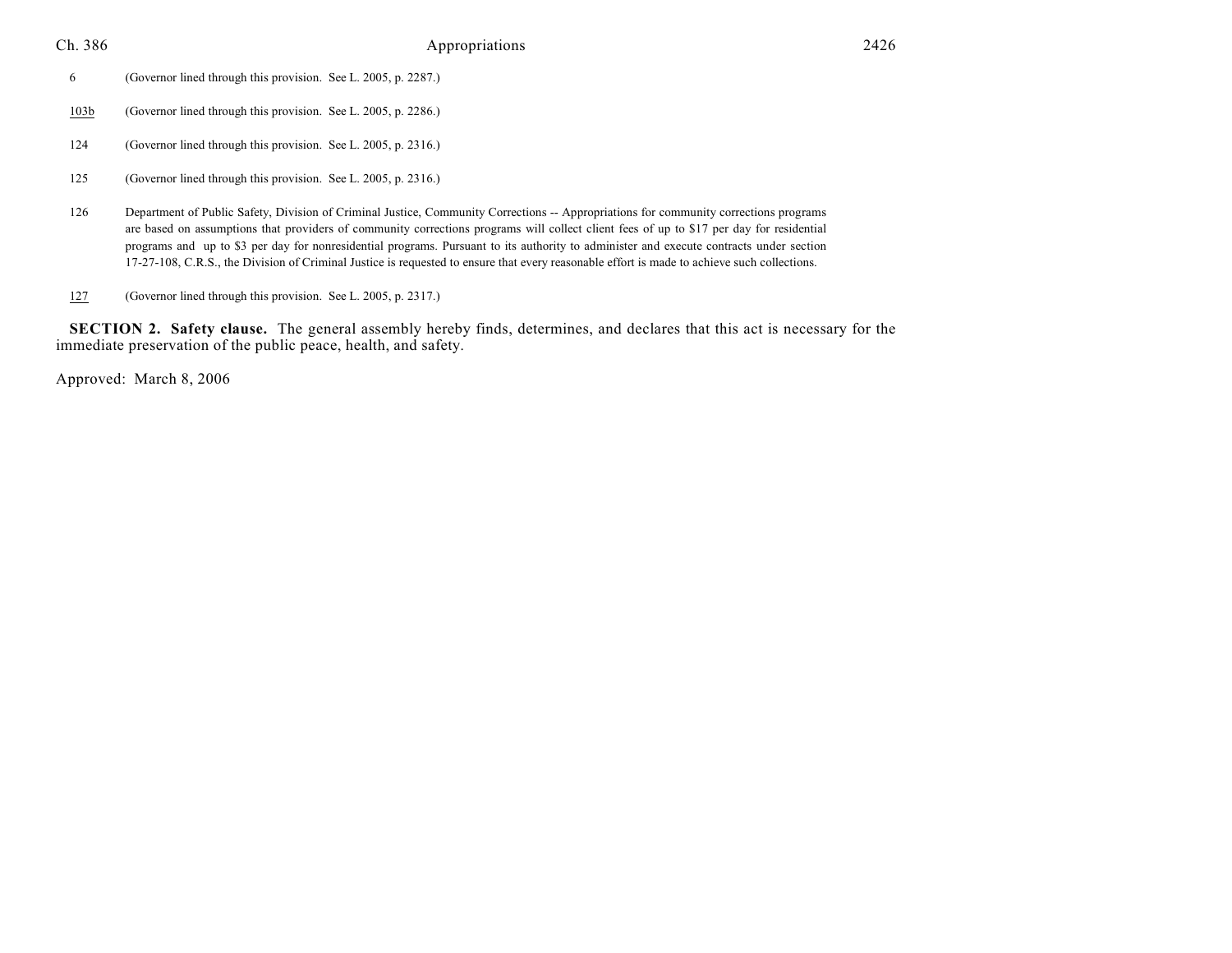6 (Governor lined through this provision. See L. 2005, p. 2287.)

103b (Governor lined through this provision. See L. 2005, p. 2286.)

124 (Governor lined through this provision. See L. 2005, p. 2316.)

125 (Governor lined through this provision. See L. 2005, p. 2316.)

126 Department of Public Safety, Division of Criminal Justice, Community Corrections -- Appropriations for community corrections programs are based on assumptions that providers of community corrections programs will collect client fees of up to $17 per day for residential programs and up to $3 per day for nonresidential programs. Pursuant to its authority to administer and execute contracts under section 17-27-108, C.R.S., the Division of Criminal Justice is requested to ensure that every reasonable effort is made to achieve such collections.

127 (Governor lined through this provision. See L. 2005, p. 2317.)

**SECTION 2. Safety clause.** The general assembly hereby finds, determines, and declares that this act is necessary for the immediate preservation of the public peace, health, and safety.

Approved: March 8, 2006